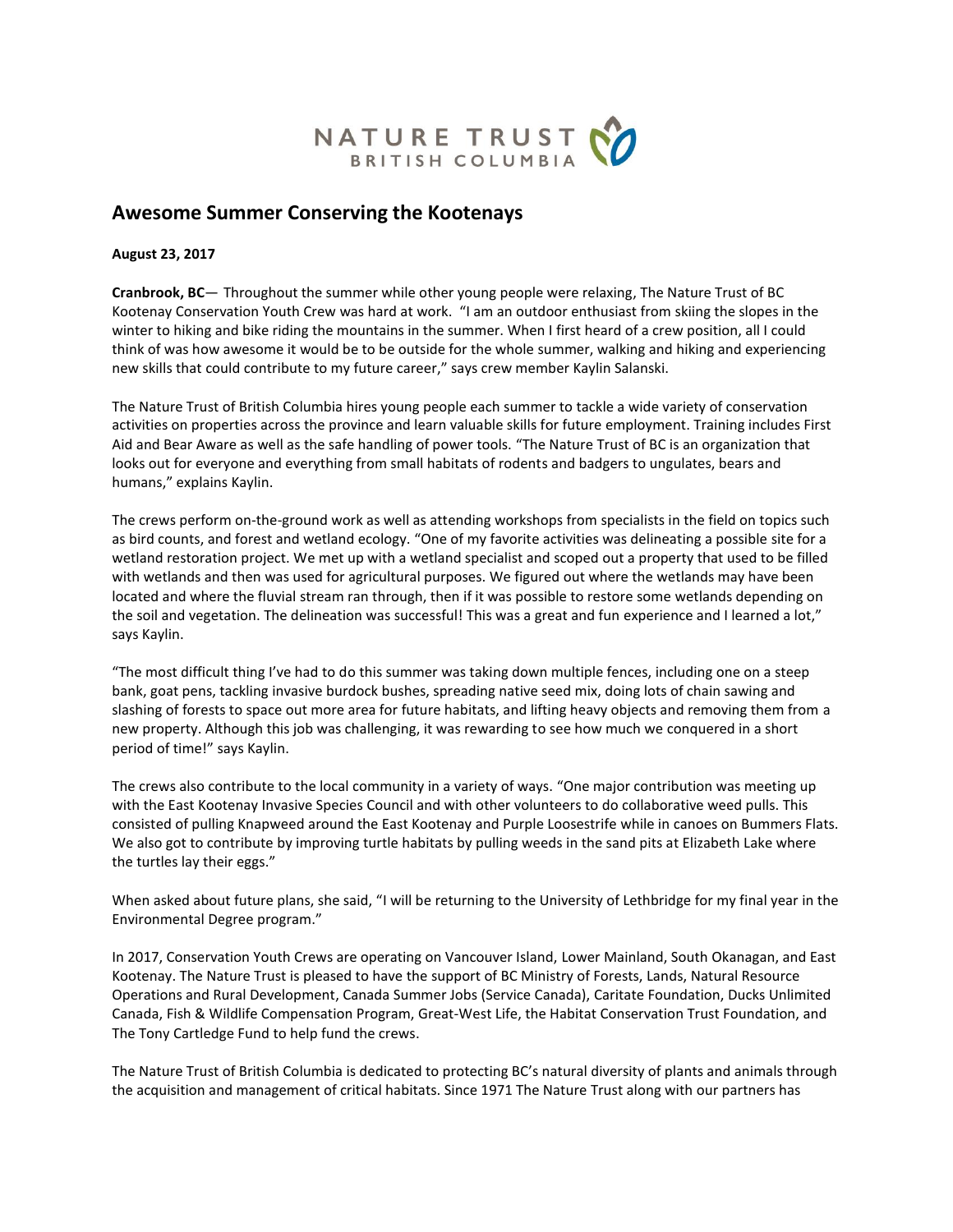NATURE TRUST
BRITISH COLUMBIA

## Awesome Summer Conserving the Kootenays

**August 23, 2017**

**Cranbrook, BC**— Throughout the summer while other young people were relaxing, The Nature Trust of BC Kootenay Conservation Youth Crew was hard at work. "I am an outdoor enthusiast from skiing the slopes in the winter to hiking and bike riding the mountains in the summer. When I first heard of a crew position, all I could think of was how awesome it would be to be outside for the whole summer, walking and hiking and experiencing new skills that could contribute to my future career," says crew member Kaylin Salanski.

The Nature Trust of British Columbia hires young people each summer to tackle a wide variety of conservation activities on properties across the province and learn valuable skills for future employment. Training includes First Aid and Bear Aware as well as the safe handling of power tools. "The Nature Trust of BC is an organization that looks out for everyone and everything from small habitats of rodents and badgers to ungulates, bears and humans," explains Kaylin.

The crews perform on-the-ground work as well as attending workshops from specialists in the field on topics such as bird counts, and forest and wetland ecology. "One of my favorite activities was delineating a possible site for a wetland restoration project. We met up with a wetland specialist and scoped out a property that used to be filled with wetlands and then was used for agricultural purposes. We figured out where the wetlands may have been located and where the fluvial stream ran through, then if it was possible to restore some wetlands depending on the soil and vegetation. The delineation was successful! This was a great and fun experience and I learned a lot," says Kaylin.

"The most difficult thing I've had to do this summer was taking down multiple fences, including one on a steep bank, goat pens, tackling invasive burdock bushes, spreading native seed mix, doing lots of chain sawing and slashing of forests to space out more area for future habitats, and lifting heavy objects and removing them from a new property. Although this job was challenging, it was rewarding to see how much we conquered in a short period of time!" says Kaylin.

The crews also contribute to the local community in a variety of ways. "One major contribution was meeting up with the East Kootenay Invasive Species Council and with other volunteers to do collaborative weed pulls. This consisted of pulling Knapweed around the East Kootenay and Purple Loosestrife while in canoes on Bummers Flats. We also got to contribute by improving turtle habitats by pulling weeds in the sand pits at Elizabeth Lake where the turtles lay their eggs."

When asked about future plans, she said, "I will be returning to the University of Lethbridge for my final year in the Environmental Degree program."

In 2017, Conservation Youth Crews are operating on Vancouver Island, Lower Mainland, South Okanagan, and East Kootenay. The Nature Trust is pleased to have the support of BC Ministry of Forests, Lands, Natural Resource Operations and Rural Development, Canada Summer Jobs (Service Canada), Caritate Foundation, Ducks Unlimited Canada, Fish & Wildlife Compensation Program, Great-West Life, the Habitat Conservation Trust Foundation, and The Tony Cartledge Fund to help fund the crews.

The Nature Trust of British Columbia is dedicated to protecting BC's natural diversity of plants and animals through the acquisition and management of critical habitats. Since 1971 The Nature Trust along with our partners has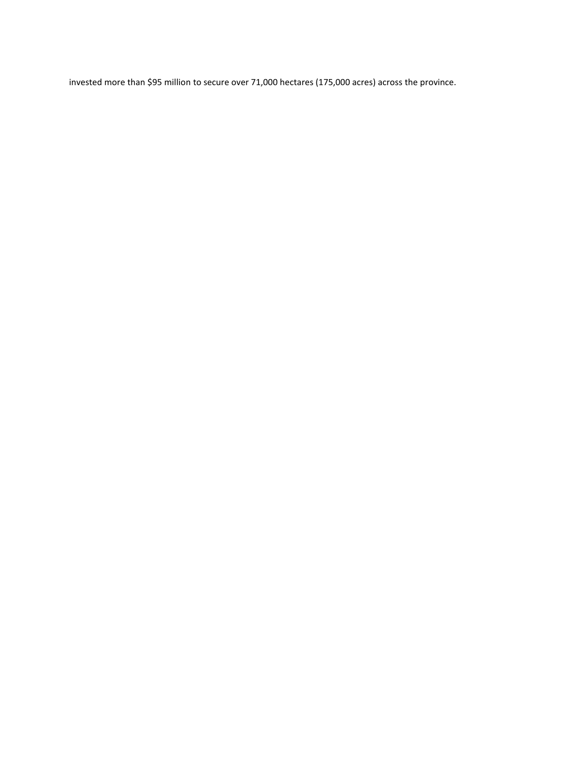invested more than $95 million to secure over 71,000 hectares (175,000 acres) across the province.